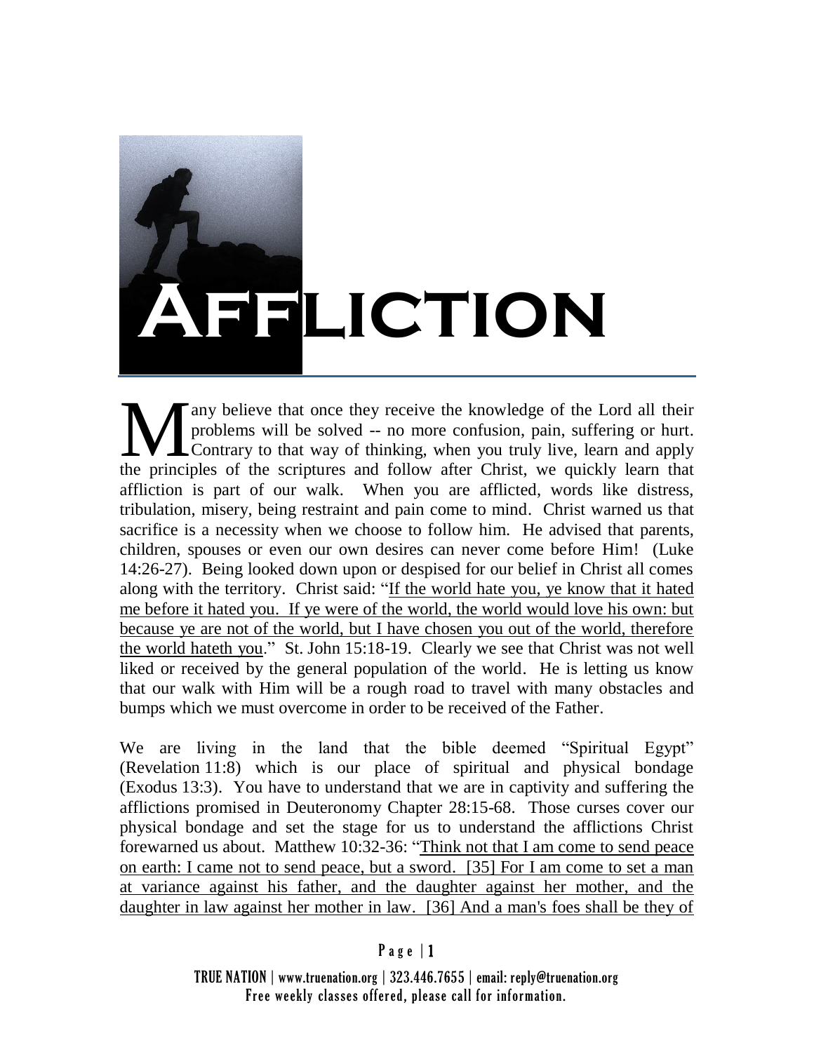# AFFLICTION

Many believe that once they receive the knowledge of the Lord all their problems will be solved -- no more confusion, pain, suffering or hurt. Contrary to that way of thinking, when you truly live, learn and apply the principles of the scriptures and follow after Christ, we quickly learn that affliction is part of our walk. When you are afflicted, words like distress, tribulation, misery, being restraint and pain come to mind. Christ warned us that sacrifice is a necessity when we choose to follow him. He advised that parents, children, spouses or even our own desires can never come before Him! (Luke 14:26-27). Being looked down upon or despised for our belief in Christ all comes along with the territory. Christ said: "If the world hate you, ye know that it hated me before it hated you. If ye were of the world, the world would love his own: but because ye are not of the world, but I have chosen you out of the world, therefore the world hateth you." St. John 15:18-19. Clearly we see that Christ was not well liked or received by the general population of the world. He is letting us know that our walk with Him will be a rough road to travel with many obstacles and bumps which we must overcome in order to be received of the Father.

We are living in the land that the bible deemed "Spiritual Egypt" (Revelation 11:8) which is our place of spiritual and physical bondage (Exodus 13:3). You have to understand that we are in captivity and suffering the afflictions promised in Deuteronomy Chapter 28:15-68. Those curses cover our physical bondage and set the stage for us to understand the afflictions Christ forewarned us about. Matthew 10:32-36: "Think not that I am come to send peace on earth: I came not to send peace, but a sword. [35] For I am come to set a man at variance against his father, and the daughter against her mother, and the daughter in law against her mother in law. [36] And a man's foes shall be they of

TRUE NATION | www.truenation.org | 323.446.7655 | email: reply@truenation.org
Free weekly classes offered, please call for information.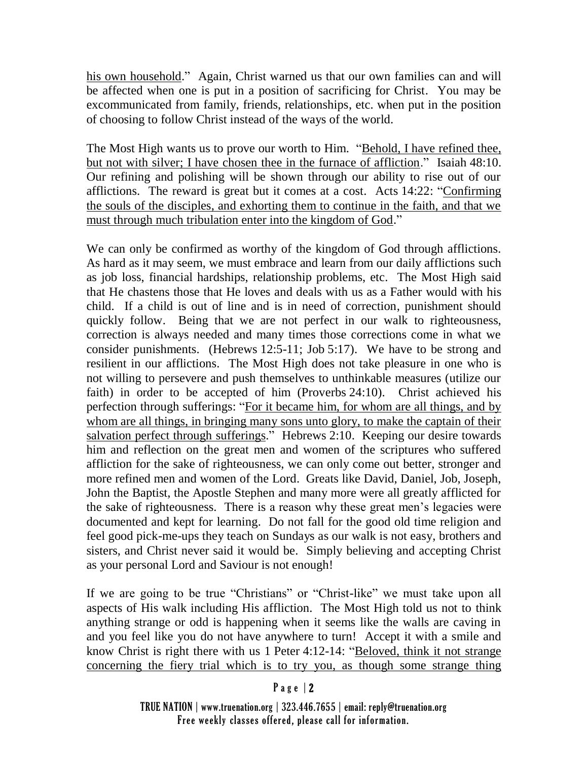his own household." Again, Christ warned us that our own families can and will be affected when one is put in a position of sacrificing for Christ. You may be excommunicated from family, friends, relationships, etc. when put in the position of choosing to follow Christ instead of the ways of the world.

The Most High wants us to prove our worth to Him. "Behold, I have refined thee, but not with silver; I have chosen thee in the furnace of affliction." Isaiah 48:10. Our refining and polishing will be shown through our ability to rise out of our afflictions. The reward is great but it comes at a cost. Acts 14:22: "Confirming the souls of the disciples, and exhorting them to continue in the faith, and that we must through much tribulation enter into the kingdom of God."

We can only be confirmed as worthy of the kingdom of God through afflictions. As hard as it may seem, we must embrace and learn from our daily afflictions such as job loss, financial hardships, relationship problems, etc. The Most High said that He chastens those that He loves and deals with us as a Father would with his child. If a child is out of line and is in need of correction, punishment should quickly follow. Being that we are not perfect in our walk to righteousness, correction is always needed and many times those corrections come in what we consider punishments. (Hebrews 12:5-11; Job 5:17). We have to be strong and resilient in our afflictions. The Most High does not take pleasure in one who is not willing to persevere and push themselves to unthinkable measures (utilize our faith) in order to be accepted of him (Proverbs 24:10). Christ achieved his perfection through sufferings: "For it became him, for whom are all things, and by whom are all things, in bringing many sons unto glory, to make the captain of their salvation perfect through sufferings." Hebrews 2:10. Keeping our desire towards him and reflection on the great men and women of the scriptures who suffered affliction for the sake of righteousness, we can only come out better, stronger and more refined men and women of the Lord. Greats like David, Daniel, Job, Joseph, John the Baptist, the Apostle Stephen and many more were all greatly afflicted for the sake of righteousness. There is a reason why these great men's legacies were documented and kept for learning. Do not fall for the good old time religion and feel good pick-me-ups they teach on Sundays as our walk is not easy, brothers and sisters, and Christ never said it would be. Simply believing and accepting Christ as your personal Lord and Saviour is not enough!

If we are going to be true "Christians" or "Christ-like" we must take upon all aspects of His walk including His affliction. The Most High told us not to think anything strange or odd is happening when it seems like the walls are caving in and you feel like you do not have anywhere to turn! Accept it with a smile and know Christ is right there with us 1 Peter 4:12-14: "Beloved, think it not strange concerning the fiery trial which is to try you, as though some strange thing

TRUE NATION | www.truenation.org | 323.446.7655 | email: reply@truenation.org
Free weekly classes offered, please call for information.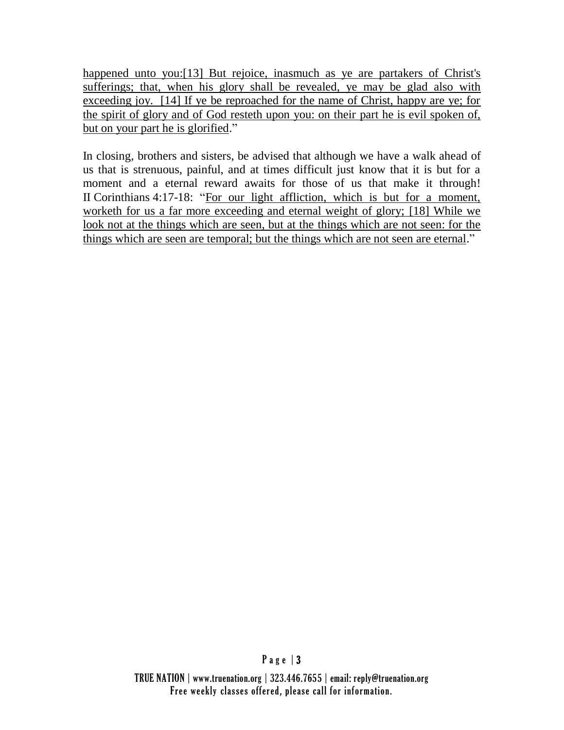happened unto you:[13] But rejoice, inasmuch as ye are partakers of Christ's sufferings; that, when his glory shall be revealed, ye may be glad also with exceeding joy. [14] If ye be reproached for the name of Christ, happy are ye; for the spirit of glory and of God resteth upon you: on their part he is evil spoken of, but on your part he is glorified."

In closing, brothers and sisters, be advised that although we have a walk ahead of us that is strenuous, painful, and at times difficult just know that it is but for a moment and a eternal reward awaits for those of us that make it through! II Corinthians 4:17-18: "For our light affliction, which is but for a moment, worketh for us a far more exceeding and eternal weight of glory; [18] While we look not at the things which are seen, but at the things which are not seen: for the things which are seen are temporal; but the things which are not seen are eternal."